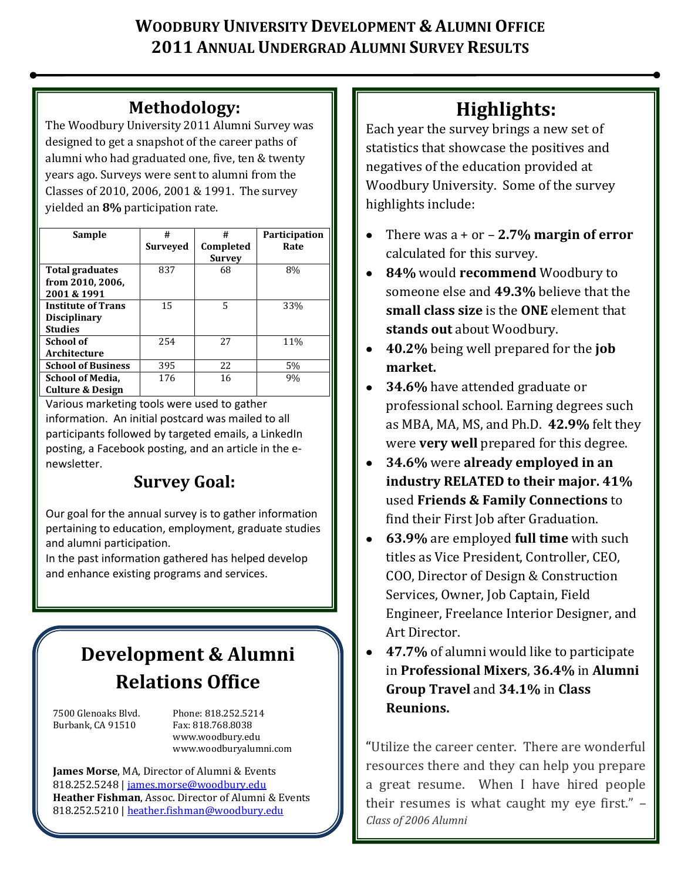# Woodbury University Development & Alumni Office
# 2011 Annual Undergrad Alumni Survey Results

## Methodology:

The Woodbury University 2011 Alumni Survey was designed to get a snapshot of the career paths of alumni who had graduated one, five, ten & twenty years ago. Surveys were sent to alumni from the Classes of 2010, 2006, 2001 & 1991. The survey yielded an **8%** participation rate.

| Sample | # Surveyed | # Completed Survey | Participation Rate |
|---|---|---|---|
| **Total graduates from 2010, 2006, 2001 & 1991** | 837 | 68 | 8% |
| **Institute of Trans Disciplinary Studies** | 15 | 5 | 33% |
| **School of Architecture** | 254 | 27 | 11% |
| **School of Business** | 395 | 22 | 5% |
| **School of Media, Culture & Design** | 176 | 16 | 9% |

Various marketing tools were used to gather information. An initial postcard was mailed to all participants followed by targeted emails, a LinkedIn posting, a Facebook posting, and an article in the e-newsletter.

## Survey Goal:

Our goal for the annual survey is to gather information pertaining to education, employment, graduate studies and alumni participation.

In the past information gathered has helped develop and enhance existing programs and services.

## Development & Alumni Relations Office

7500 Glenoaks Blvd.
Burbank, CA 91510

Phone: 818.252.5214
Fax: 818.768.8038
www.woodbury.edu
www.woodburyalumni.com

**James Morse**, MA, Director of Alumni & Events
818.252.5248 | james.morse@woodbury.edu
**Heather Fishman**, Assoc. Director of Alumni & Events
818.252.5210 | heather.fishman@woodbury.edu

## Highlights:

Each year the survey brings a new set of statistics that showcase the positives and negatives of the education provided at Woodbury University. Some of the survey highlights include:

- There was a + or – **2.7% margin of error** calculated for this survey.
- **84%** would **recommend** Woodbury to someone else and **49.3%** believe that the **small class size** is the **ONE** element that **stands out** about Woodbury.
- **40.2%** being well prepared for the **job market.**
- **34.6%** have attended graduate or professional school. Earning degrees such as MBA, MA, MS, and Ph.D. **42.9%** felt they were **very well** prepared for this degree.
- **34.6%** were **already employed in an industry RELATED to their major. 41%** used **Friends & Family Connections** to find their First Job after Graduation.
- **63.9%** are employed **full time** with such titles as Vice President, Controller, CEO, COO, Director of Design & Construction Services, Owner, Job Captain, Field Engineer, Freelance Interior Designer, and Art Director.
- **47.7%** of alumni would like to participate in **Professional Mixers**, **36.4%** in **Alumni Group Travel** and **34.1%** in **Class Reunions.**

"Utilize the career center. There are wonderful resources there and they can help you prepare a great resume. When I have hired people their resumes is what caught my eye first." – *Class of 2006 Alumni*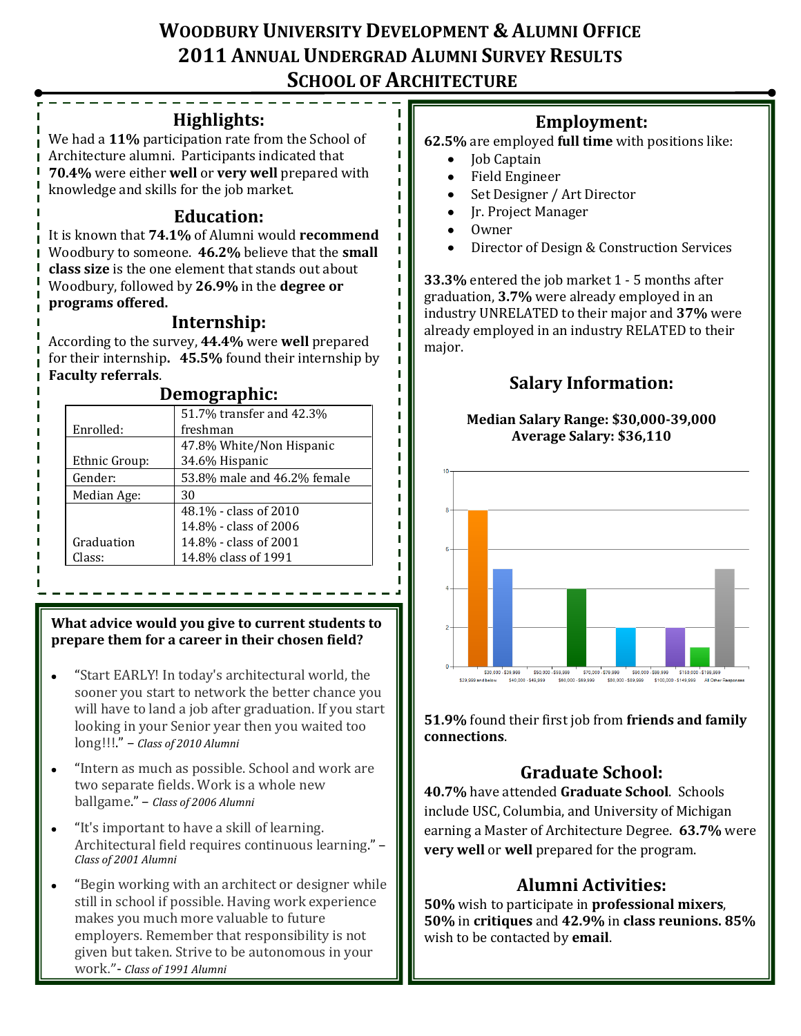# Woodbury University Development & Alumni Office
# 2011 Annual Undergrad Alumni Survey Results
# School of Architecture

## Highlights:

We had a **11%** participation rate from the School of Architecture alumni. Participants indicated that **70.4%** were either **well** or **very well** prepared with knowledge and skills for the job market.

## Education:

It is known that **74.1%** of Alumni would **recommend** Woodbury to someone. **46.2%** believe that the **small class size** is the one element that stands out about Woodbury, followed by **26.9%** in the **degree or programs offered.**

## Internship:

According to the survey, **44.4%** were **well** prepared for their internship**. 45.5%** found their internship by **Faculty referrals**.

## Demographic:

| | |
|---|---|
| Enrolled: | 51.7% transfer and 42.3% freshman |
| Ethnic Group: | 47.8% White/Non Hispanic 34.6% Hispanic |
| Gender: | 53.8% male and 46.2% female |
| Median Age: | 30 |
| Graduation Class: | 48.1% - class of 2010<br>14.8% - class of 2006<br>14.8% - class of 2001<br>14.8% class of 1991 |

**What advice would you give to current students to prepare them for a career in their chosen field?**

- "Start EARLY! In today's architectural world, the sooner you start to network the better chance you will have to land a job after graduation. If you start looking in your Senior year then you waited too long!!!." – *Class of 2010 Alumni*
- "Intern as much as possible. School and work are two separate fields. Work is a whole new ballgame." – *Class of 2006 Alumni*
- "It's important to have a skill of learning. Architectural field requires continuous learning." – *Class of 2001 Alumni*
- "Begin working with an architect or designer while still in school if possible. Having work experience makes you much more valuable to future employers. Remember that responsibility is not given but taken. Strive to be autonomous in your work."- *Class of 1991 Alumni*

## Employment:

**62.5%** are employed **full time** with positions like:

- Job Captain
- Field Engineer
- Set Designer / Art Director
- Jr. Project Manager
- Owner
- Director of Design & Construction Services

**33.3%** entered the job market 1 - 5 months after graduation, **3.7%** were already employed in an industry UNRELATED to their major and **37%** were already employed in an industry RELATED to their major.

## Salary Information:

**Median Salary Range: $30,000-39,000**
**Average Salary: $36,110**

| Salary Range | Count |
|---|---|
| $29,999 and below | 8 |
| $30,000 - $39,999 | 5 |
| $40,000 - $49,999 | 0 |
| $50,000 - $59,999 | 0 |
| $60,000 - $69,999 | 4 |
| $70,000 - $79,999 | 0 |
| $80,000 - $89,999 | 2 |
| $90,000 - $99,999 | 0 |
| $100,000 - $149,999 | 2 |
| $150,000 - $199,999 | 1 |
| All Other Responses | 5 |

**51.9%** found their first job from **friends and family connections**.

## Graduate School:

**40.7%** have attended **Graduate School**. Schools include USC, Columbia, and University of Michigan earning a Master of Architecture Degree. **63.7%** were **very well** or **well** prepared for the program.

## Alumni Activities:

**50%** wish to participate in **professional mixers**, **50%** in **critiques** and **42.9%** in **class reunions. 85%** wish to be contacted by **email**.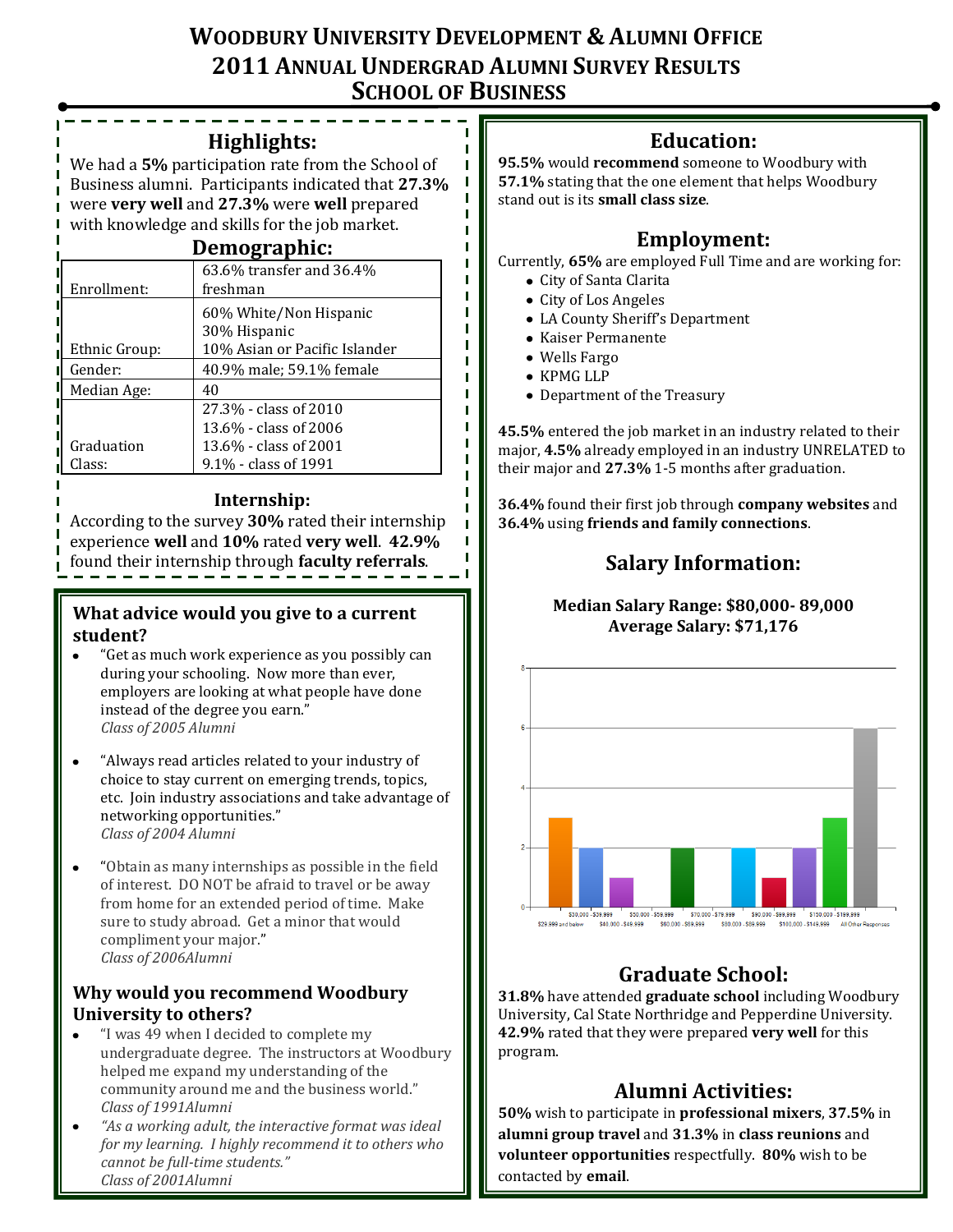# Woodbury University Development & Alumni Office
# 2011 Annual Undergrad Alumni Survey Results
# School of Business

## Highlights:

We had a **5%** participation rate from the School of Business alumni. Participants indicated that **27.3%** were **very well** and **27.3%** were **well** prepared with knowledge and skills for the job market.

## Demographic:

| | |
|---|---|
| Enrollment: | 63.6% transfer and 36.4% freshman |
| Ethnic Group: | 60% White/Non Hispanic<br>30% Hispanic<br>10% Asian or Pacific Islander |
| Gender: | 40.9% male; 59.1% female |
| Median Age: | 40 |
| Graduation Class: | 27.3% - class of 2010<br>13.6% - class of 2006<br>13.6% - class of 2001<br>9.1% - class of 1991 |

### Internship:

According to the survey **30%** rated their internship experience **well** and **10%** rated **very well**. **42.9%** found their internship through **faculty referrals**.

### What advice would you give to a current student?

- "Get as much work experience as you possibly can during your schooling. Now more than ever, employers are looking at what people have done instead of the degree you earn."
  *Class of 2005 Alumni*
- "Always read articles related to your industry of choice to stay current on emerging trends, topics, etc. Join industry associations and take advantage of networking opportunities."
  *Class of 2004 Alumni*
- "Obtain as many internships as possible in the field of interest. DO NOT be afraid to travel or be away from home for an extended period of time. Make sure to study abroad. Get a minor that would compliment your major."
  *Class of 2006Alumni*

### Why would you recommend Woodbury University to others?

- "I was 49 when I decided to complete my undergraduate degree. The instructors at Woodbury helped me expand my understanding of the community around me and the business world."
  *Class of 1991Alumni*
- *"As a working adult, the interactive format was ideal for my learning. I highly recommend it to others who cannot be full-time students."*
  *Class of 2001Alumni*

## Education:

**95.5%** would **recommend** someone to Woodbury with **57.1%** stating that the one element that helps Woodbury stand out is its **small class size**.

## Employment:

Currently, **65%** are employed Full Time and are working for:

- City of Santa Clarita
- City of Los Angeles
- LA County Sheriff's Department
- Kaiser Permanente
- Wells Fargo
- KPMG LLP
- Department of the Treasury

**45.5%** entered the job market in an industry related to their major, **4.5%** already employed in an industry UNRELATED to their major and **27.3%** 1-5 months after graduation.

**36.4%** found their first job through **company websites** and **36.4%** using **friends and family connections**.

## Salary Information:

**Median Salary Range: $80,000- 89,000**
**Average Salary: $71,176**

| Salary Range | Responses |
|---|---|
| $29,999 and below | 3 |
| $30,000 - $39,999 | 2 |
| $40,000 - $49,999 | 1 |
| $50,000 - $59,999 | 0 |
| $60,000 - $69,999 | 2 |
| $70,000 - $79,999 | 0 |
| $80,000 - $89,999 | 2 |
| $90,000 - $99,999 | 1 |
| $100,000 - $149,999 | 2 |
| $150,000 - $199,999 | 3 |
| All Other Responses | 6 |

## Graduate School:

**31.8%** have attended **graduate school** including Woodbury University, Cal State Northridge and Pepperdine University. **42.9%** rated that they were prepared **very well** for this program.

## Alumni Activities:

**50%** wish to participate in **professional mixers**, **37.5%** in **alumni group travel** and **31.3%** in **class reunions** and **volunteer opportunities** respectfully. **80%** wish to be contacted by **email**.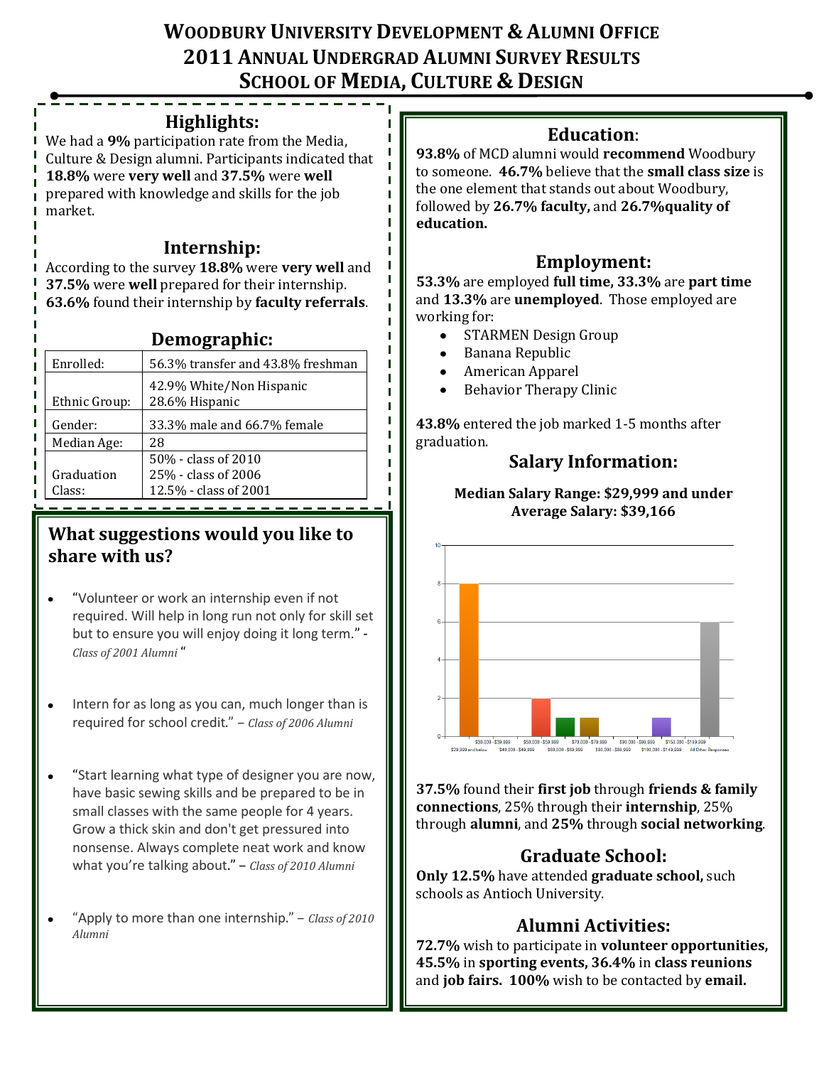# Woodbury University Development & Alumni Office
# 2011 Annual Undergrad Alumni Survey Results
# School of Media, Culture & Design

## Highlights:

We had a **9%** participation rate from the Media, Culture & Design alumni. Participants indicated that **18.8%** were **very well** and **37.5%** were **well** prepared with knowledge and skills for the job market.

## Internship:

According to the survey **18.8%** were **very well** and **37.5%** were **well** prepared for their internship. **63.6%** found their internship by **faculty referrals**.

## Demographic:

| | |
|---|---|
| Enrolled: | 56.3% transfer and 43.8% freshman |
| Ethnic Group: | 42.9% White/Non Hispanic<br>28.6% Hispanic |
| Gender: | 33.3% male and 66.7% female |
| Median Age: | 28 |
| Graduation Class: | 50% - class of 2010<br>25% - class of 2006<br>12.5% - class of 2001 |

## What suggestions would you like to share with us?

- "Volunteer or work an internship even if not required. Will help in long run not only for skill set but to ensure you will enjoy doing it long term." - *Class of 2001 Alumni* "
- Intern for as long as you can, much longer than is required for school credit." – *Class of 2006 Alumni*
- "Start learning what type of designer you are now, have basic sewing skills and be prepared to be in small classes with the same people for 4 years. Grow a thick skin and don't get pressured into nonsense. Always complete neat work and know what you're talking about." – *Class of 2010 Alumni*
- "Apply to more than one internship." – *Class of 2010 Alumni*

## Education:

**93.8%** of MCD alumni would **recommend** Woodbury to someone. **46.7%** believe that the **small class size** is the one element that stands out about Woodbury, followed by **26.7% faculty,** and **26.7%quality of education.**

## Employment:

**53.3%** are employed **full time, 33.3%** are **part time** and **13.3%** are **unemployed**. Those employed are working for:

- STARMEN Design Group
- Banana Republic
- American Apparel
- Behavior Therapy Clinic

**43.8%** entered the job marked 1-5 months after graduation.

## Salary Information:

**Median Salary Range: $29,999 and under**
**Average Salary: $39,166**

| Salary Range | Count |
|---|---|
| $29,999 and below | 8 |
| $30,000 - $39,999 | 0 |
| $40,000 - $49,999 | 0 |
| $50,000 - $59,999 | 2 |
| $60,000 - $69,999 | 1 |
| $70,000 - $79,999 | 1 |
| $80,000 - $89,999 | 0 |
| $90,000 - $99,999 | 0 |
| $100,000 - $149,999 | 1 |
| $150,000 - $199,999 | 0 |
| All Other Responses | 6 |

**37.5%** found their **first job** through **friends & family connections**, 25% through their **internship**, 25% through **alumni**, and **25%** through **social networking**.

## Graduate School:

**Only 12.5%** have attended **graduate school,** such schools as Antioch University.

## Alumni Activities:

**72.7%** wish to participate in **volunteer opportunities, 45.5%** in **sporting events, 36.4%** in **class reunions** and **job fairs. 100%** wish to be contacted by **email.**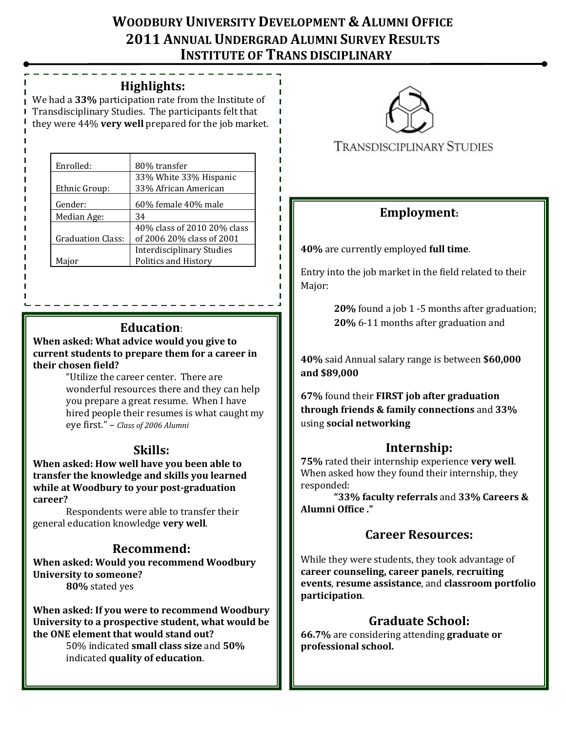# WOODBURY UNIVERSITY DEVELOPMENT & ALUMNI OFFICE
# 2011 ANNUAL UNDERGRAD ALUMNI SURVEY RESULTS
# INSTITUTE OF TRANS DISCIPLINARY

## Highlights:

We had a **33%** participation rate from the Institute of Transdisciplinary Studies. The participants felt that they were 44% **very well** prepared for the job market.

| | |
|---|---|
| Enrolled: | 80% transfer |
| Ethnic Group: | 33% White 33% Hispanic 33% African American |
| Gender: | 60% female 40% male |
| Median Age: | 34 |
| Graduation Class: | 40% class of 2010 20% class of 2006 20% class of 2001 |
| Major | Interdisciplinary Studies Politics and History |

TRANSDISCIPLINARY STUDIES

## Education:

**When asked: What advice would you give to current students to prepare them for a career in their chosen field?**

> "Utilize the career center. There are wonderful resources there and they can help you prepare a great resume. When I have hired people their resumes is what caught my eye first." – *Class of 2006 Alumni*

## Skills:

**When asked: How well have you been able to transfer the knowledge and skills you learned while at Woodbury to your post-graduation career?**

Respondents were able to transfer their general education knowledge **very well**.

## Recommend:

**When asked: Would you recommend Woodbury University to someone?**

**80%** stated yes

**When asked: If you were to recommend Woodbury University to a prospective student, what would be the ONE element that would stand out?**

50% indicated **small class size** and **50%** indicated **quality of education**.

## Employment:

**40%** are currently employed **full time**.

Entry into the job market in the field related to their Major:

**20%** found a job 1 -5 months after graduation;
**20%** 6-11 months after graduation and

**40%** said Annual salary range is between **$60,000 and $89,000**

**67%** found their **FIRST job after graduation through friends & family connections** and **33%** using **social networking**

## Internship:

**75%** rated their internship experience **very well**. When asked how they found their internship, they responded:

**"33% faculty referrals** and **33% Careers & Alumni Office ."**

## Career Resources:

While they were students, they took advantage of **career counseling, career panels**, **recruiting events**, **resume assistance**, and **classroom portfolio participation**.

## Graduate School:

**66.7%** are considering attending **graduate or professional school.**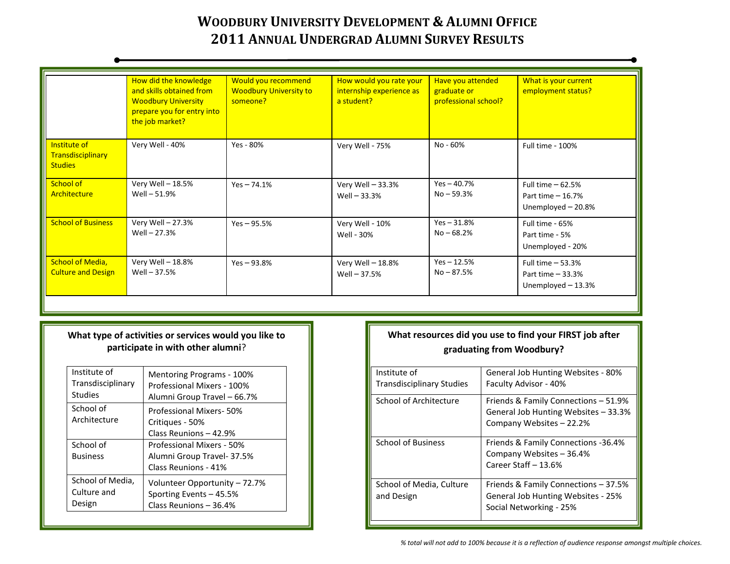# Woodbury University Development & Alumni Office
# 2011 Annual Undergrad Alumni Survey Results

| | How did the knowledge and skills obtained from Woodbury University prepare you for entry into the job market? | Would you recommend Woodbury University to someone? | How would you rate your internship experience as a student? | Have you attended graduate or professional school? | What is your current employment status? |
|---|---|---|---|---|---|
| Institute of Transdisciplinary Studies | Very Well - 40% | Yes - 80% | Very Well - 75% | No - 60% | Full time - 100% |
| School of Architecture | Very Well – 18.5%<br>Well – 51.9% | Yes – 74.1% | Very Well – 33.3%<br>Well – 33.3% | Yes – 40.7%<br>No – 59.3% | Full time – 62.5%<br>Part time – 16.7%<br>Unemployed – 20.8% |
| School of Business | Very Well – 27.3%<br>Well – 27.3% | Yes – 95.5% | Very Well - 10%<br>Well - 30% | Yes – 31.8%<br>No – 68.2% | Full time - 65%<br>Part time - 5%<br>Unemployed - 20% |
| School of Media, Culture and Design | Very Well – 18.8%<br>Well – 37.5% | Yes – 93.8% | Very Well – 18.8%<br>Well – 37.5% | Yes – 12.5%<br>No – 87.5% | Full time – 53.3%<br>Part time – 33.3%<br>Unemployed – 13.3% |

**What type of activities or services would you like to participate in with other alumni?**

| | |
|---|---|
| Institute of Transdisciplinary Studies | Mentoring Programs - 100%<br>Professional Mixers - 100%<br>Alumni Group Travel – 66.7% |
| School of Architecture | Professional Mixers- 50%<br>Critiques - 50%<br>Class Reunions – 42.9% |
| School of Business | Professional Mixers - 50%<br>Alumni Group Travel- 37.5%<br>Class Reunions - 41% |
| School of Media, Culture and Design | Volunteer Opportunity – 72.7%<br>Sporting Events – 45.5%<br>Class Reunions – 36.4% |

**What resources did you use to find your FIRST job after graduating from Woodbury?**

| | |
|---|---|
| Institute of Transdisciplinary Studies | General Job Hunting Websites - 80%<br>Faculty Advisor - 40% |
| School of Architecture | Friends & Family Connections – 51.9%<br>General Job Hunting Websites – 33.3%<br>Company Websites – 22.2% |
| School of Business | Friends & Family Connections -36.4%<br>Company Websites – 36.4%<br>Career Staff – 13.6% |
| School of Media, Culture and Design | Friends & Family Connections – 37.5%<br>General Job Hunting Websites - 25%<br>Social Networking - 25% |

*% total will not add to 100% because it is a reflection of audience response amongst multiple choices.*